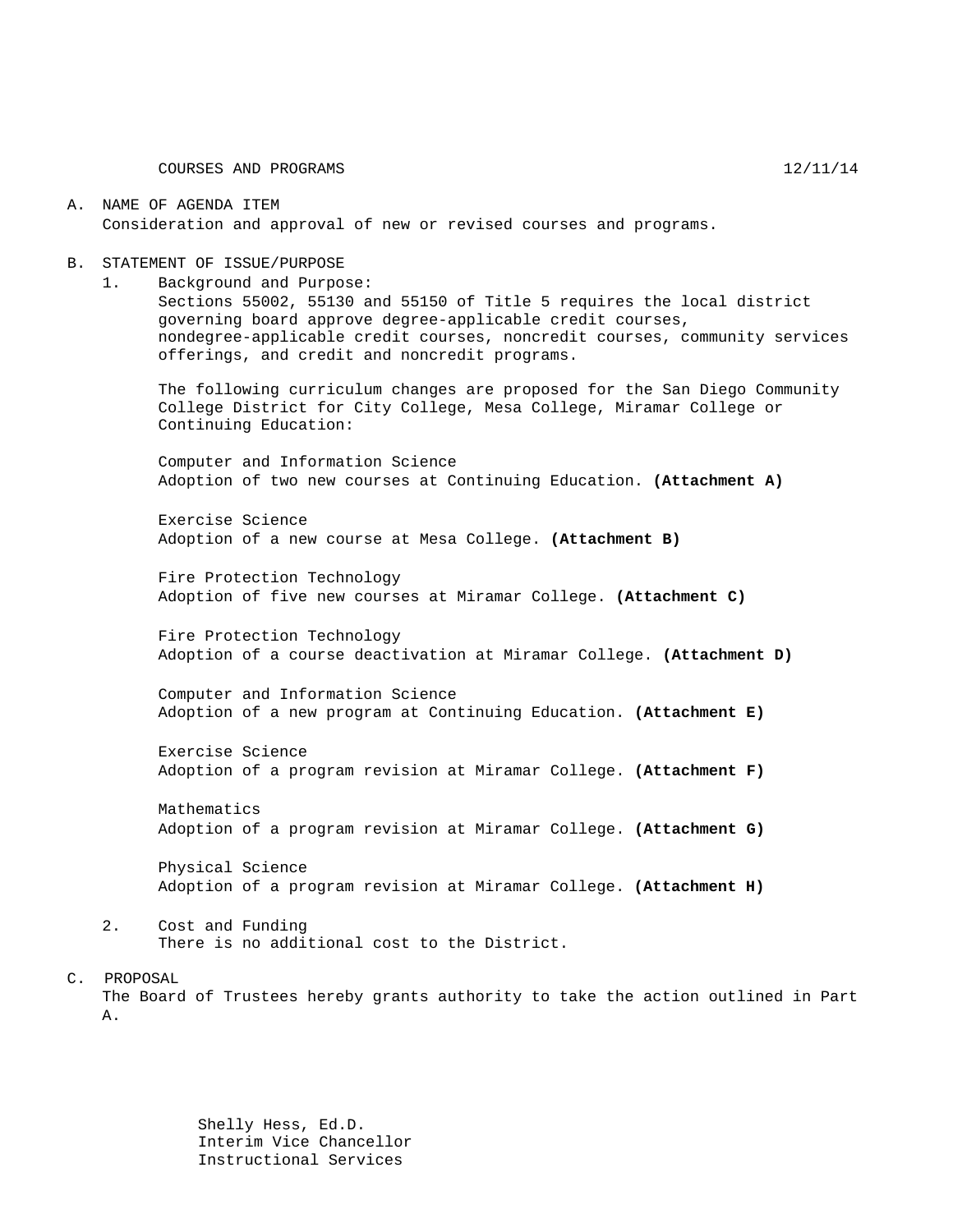COURSES AND PROGRAMS 12/11/14

A. NAME OF AGENDA ITEM
Consideration and approval of new or revised courses and programs.

B. STATEMENT OF ISSUE/PURPOSE

1. Background and Purpose:
Sections 55002, 55130 and 55150 of Title 5 requires the local district governing board approve degree-applicable credit courses, nondegree-applicable credit courses, noncredit courses, community services offerings, and credit and noncredit programs.

The following curriculum changes are proposed for the San Diego Community College District for City College, Mesa College, Miramar College or Continuing Education:

Computer and Information Science
Adoption of two new courses at Continuing Education. **(Attachment A)**

Exercise Science
Adoption of a new course at Mesa College. **(Attachment B)**

Fire Protection Technology
Adoption of five new courses at Miramar College. **(Attachment C)**

Fire Protection Technology
Adoption of a course deactivation at Miramar College. **(Attachment D)**

Computer and Information Science
Adoption of a new program at Continuing Education. **(Attachment E)**

Exercise Science
Adoption of a program revision at Miramar College. **(Attachment F)**

Mathematics
Adoption of a program revision at Miramar College. **(Attachment G)**

Physical Science
Adoption of a program revision at Miramar College. **(Attachment H)**

2. Cost and Funding
There is no additional cost to the District.

C. PROPOSAL
The Board of Trustees hereby grants authority to take the action outlined in Part A.

Shelly Hess, Ed.D.
Interim Vice Chancellor
Instructional Services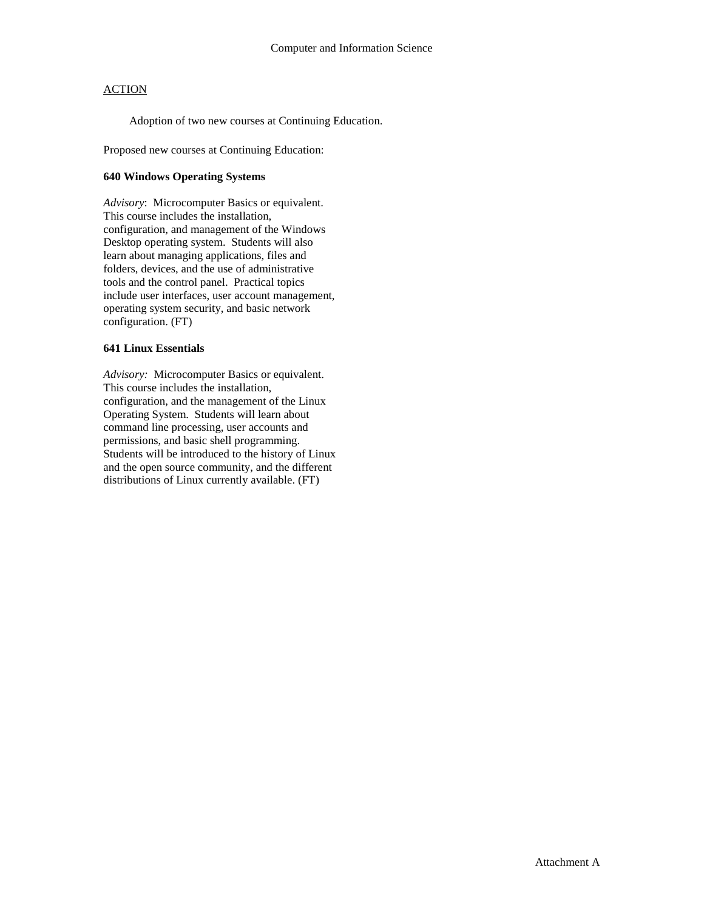# Computer and Information Science

## ACTION

Adoption of two new courses at Continuing Education.

Proposed new courses at Continuing Education:

**640 Windows Operating Systems**

*Advisory*: Microcomputer Basics or equivalent. This course includes the installation, configuration, and management of the Windows Desktop operating system. Students will also learn about managing applications, files and folders, devices, and the use of administrative tools and the control panel. Practical topics include user interfaces, user account management, operating system security, and basic network configuration. (FT)

**641 Linux Essentials**

*Advisory:* Microcomputer Basics or equivalent. This course includes the installation, configuration, and the management of the Linux Operating System. Students will learn about command line processing, user accounts and permissions, and basic shell programming. Students will be introduced to the history of Linux and the open source community, and the different distributions of Linux currently available. (FT)

Attachment A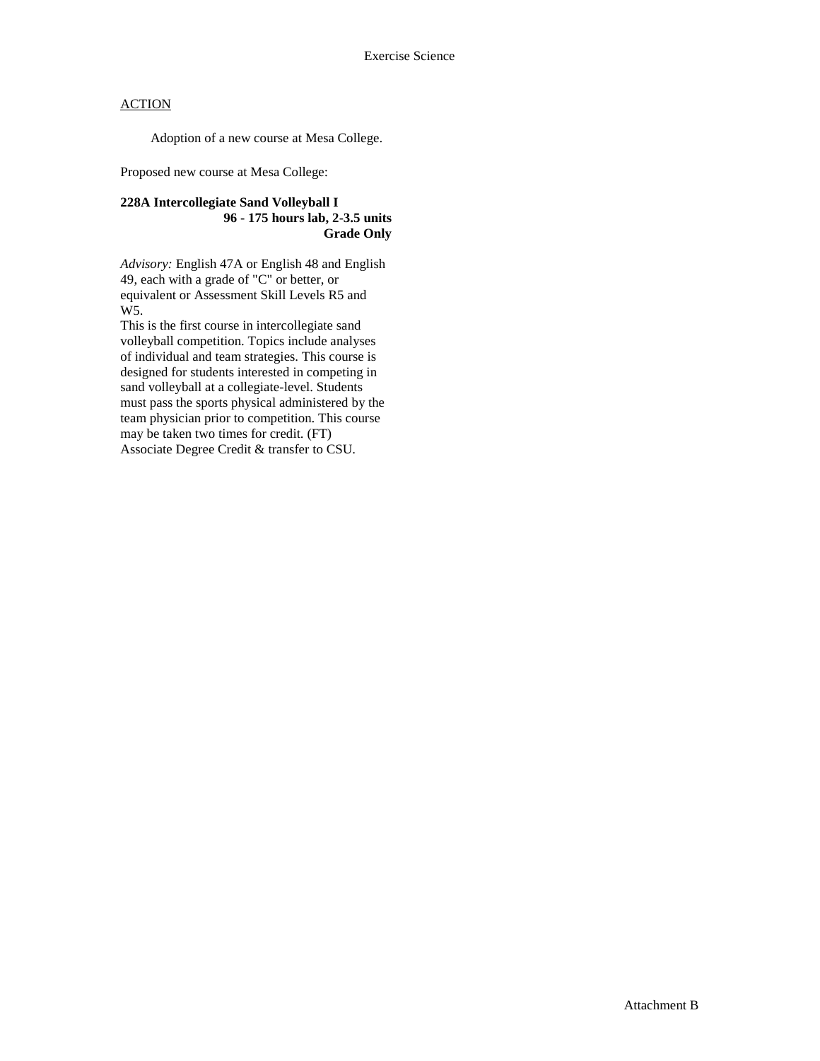ACTION

Adoption of a new course at Mesa College.

Proposed new course at Mesa College:

**228A Intercollegiate Sand Volleyball I**
**96 - 175 hours lab, 2-3.5 units**
**Grade Only**

*Advisory:* English 47A or English 48 and English 49, each with a grade of "C" or better, or equivalent or Assessment Skill Levels R5 and W5.
This is the first course in intercollegiate sand volleyball competition. Topics include analyses of individual and team strategies. This course is designed for students interested in competing in sand volleyball at a collegiate-level. Students must pass the sports physical administered by the team physician prior to competition. This course may be taken two times for credit. (FT)
Associate Degree Credit & transfer to CSU.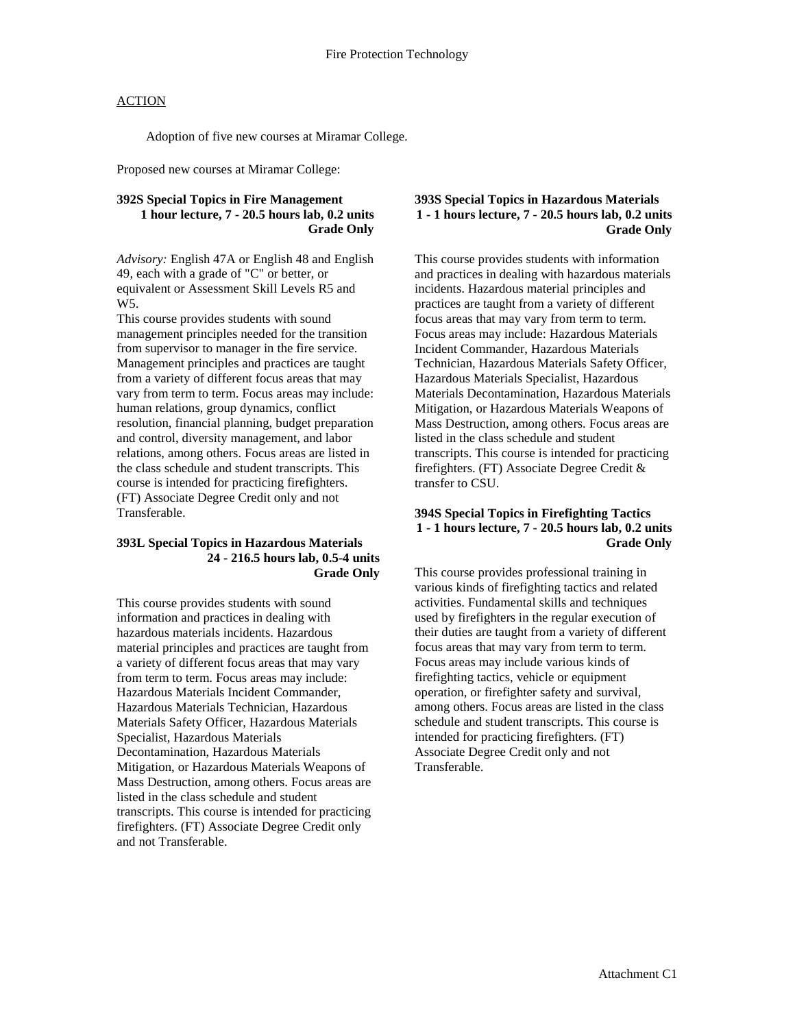Fire Protection Technology

ACTION

Adoption of five new courses at Miramar College.

Proposed new courses at Miramar College:

**392S Special Topics in Fire Management**
**1 hour lecture, 7 - 20.5 hours lab, 0.2 units**
**Grade Only**

*Advisory:* English 47A or English 48 and English 49, each with a grade of "C" or better, or equivalent or Assessment Skill Levels R5 and W5.
This course provides students with sound management principles needed for the transition from supervisor to manager in the fire service. Management principles and practices are taught from a variety of different focus areas that may vary from term to term. Focus areas may include: human relations, group dynamics, conflict resolution, financial planning, budget preparation and control, diversity management, and labor relations, among others. Focus areas are listed in the class schedule and student transcripts. This course is intended for practicing firefighters. (FT) Associate Degree Credit only and not Transferable.

**393L Special Topics in Hazardous Materials**
**24 - 216.5 hours lab, 0.5-4 units**
**Grade Only**

This course provides students with sound information and practices in dealing with hazardous materials incidents. Hazardous material principles and practices are taught from a variety of different focus areas that may vary from term to term. Focus areas may include: Hazardous Materials Incident Commander, Hazardous Materials Technician, Hazardous Materials Safety Officer, Hazardous Materials Specialist, Hazardous Materials Decontamination, Hazardous Materials Mitigation, or Hazardous Materials Weapons of Mass Destruction, among others. Focus areas are listed in the class schedule and student transcripts. This course is intended for practicing firefighters. (FT) Associate Degree Credit only and not Transferable.

**393S Special Topics in Hazardous Materials**
**1 - 1 hours lecture, 7 - 20.5 hours lab, 0.2 units**
**Grade Only**

This course provides students with information and practices in dealing with hazardous materials incidents. Hazardous material principles and practices are taught from a variety of different focus areas that may vary from term to term. Focus areas may include: Hazardous Materials Incident Commander, Hazardous Materials Technician, Hazardous Materials Safety Officer, Hazardous Materials Specialist, Hazardous Materials Decontamination, Hazardous Materials Mitigation, or Hazardous Materials Weapons of Mass Destruction, among others. Focus areas are listed in the class schedule and student transcripts. This course is intended for practicing firefighters. (FT) Associate Degree Credit & transfer to CSU.

**394S Special Topics in Firefighting Tactics**
**1 - 1 hours lecture, 7 - 20.5 hours lab, 0.2 units**
**Grade Only**

This course provides professional training in various kinds of firefighting tactics and related activities. Fundamental skills and techniques used by firefighters in the regular execution of their duties are taught from a variety of different focus areas that may vary from term to term. Focus areas may include various kinds of firefighting tactics, vehicle or equipment operation, or firefighter safety and survival, among others. Focus areas are listed in the class schedule and student transcripts. This course is intended for practicing firefighters. (FT) Associate Degree Credit only and not Transferable.

Attachment C1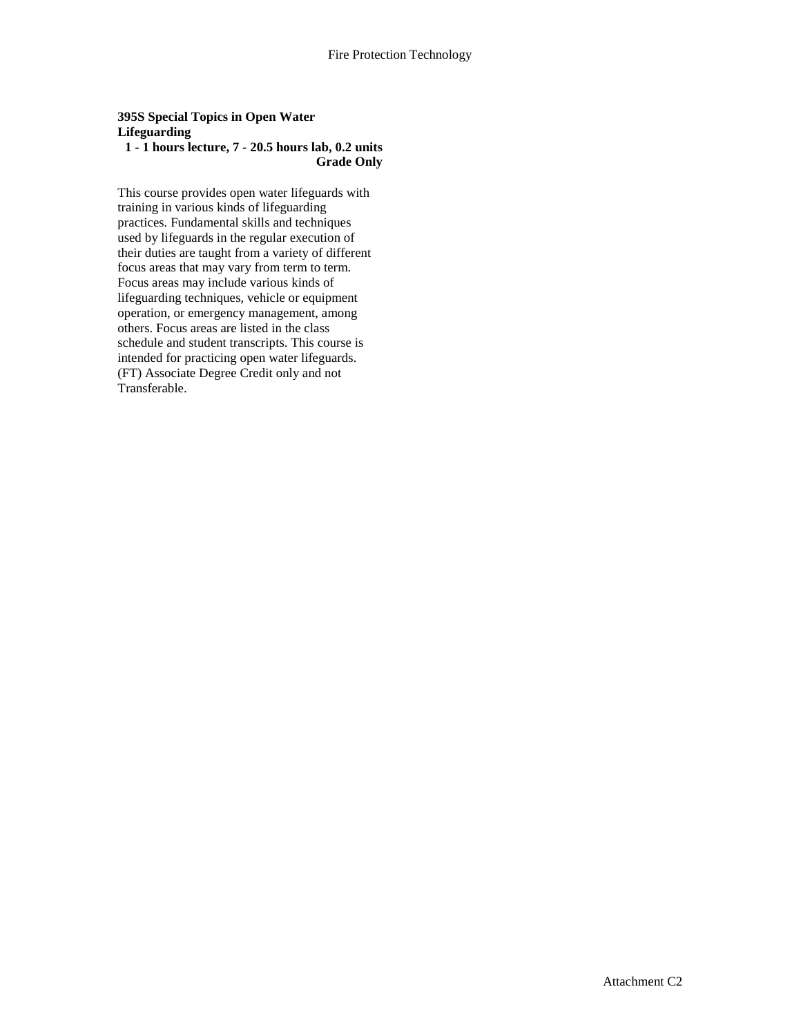**395S Special Topics in Open Water Lifeguarding**
**1 - 1 hours lecture, 7 - 20.5 hours lab, 0.2 units**
**Grade Only**

This course provides open water lifeguards with training in various kinds of lifeguarding practices. Fundamental skills and techniques used by lifeguards in the regular execution of their duties are taught from a variety of different focus areas that may vary from term to term. Focus areas may include various kinds of lifeguarding techniques, vehicle or equipment operation, or emergency management, among others. Focus areas are listed in the class schedule and student transcripts. This course is intended for practicing open water lifeguards. (FT) Associate Degree Credit only and not Transferable.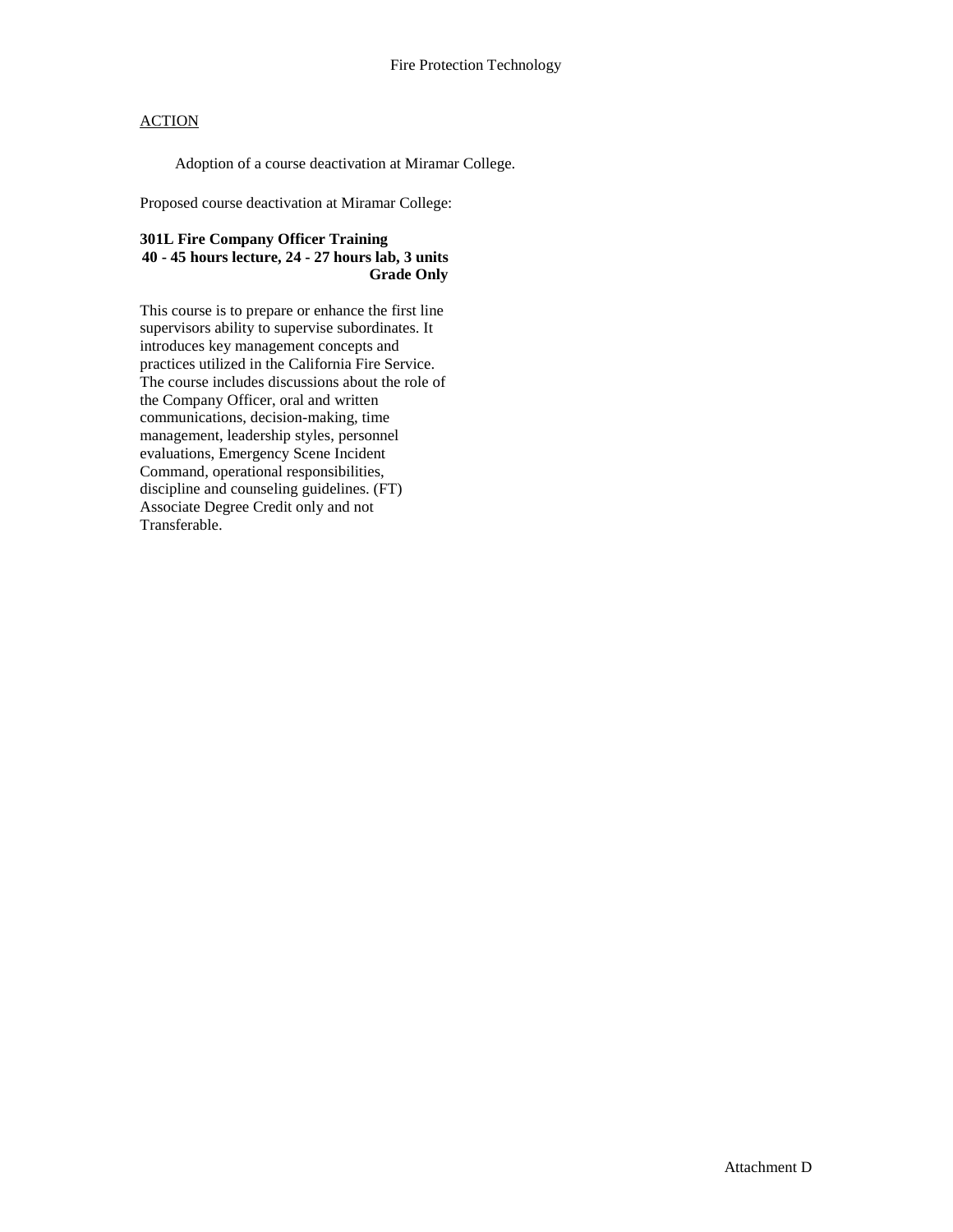Fire Protection Technology

ACTION

Adoption of a course deactivation at Miramar College.

Proposed course deactivation at Miramar College:

**301L Fire Company Officer Training**
**40 - 45 hours lecture, 24 - 27 hours lab, 3 units**
**Grade Only**

This course is to prepare or enhance the first line supervisors ability to supervise subordinates. It introduces key management concepts and practices utilized in the California Fire Service. The course includes discussions about the role of the Company Officer, oral and written communications, decision-making, time management, leadership styles, personnel evaluations, Emergency Scene Incident Command, operational responsibilities, discipline and counseling guidelines. (FT) Associate Degree Credit only and not Transferable.

Attachment D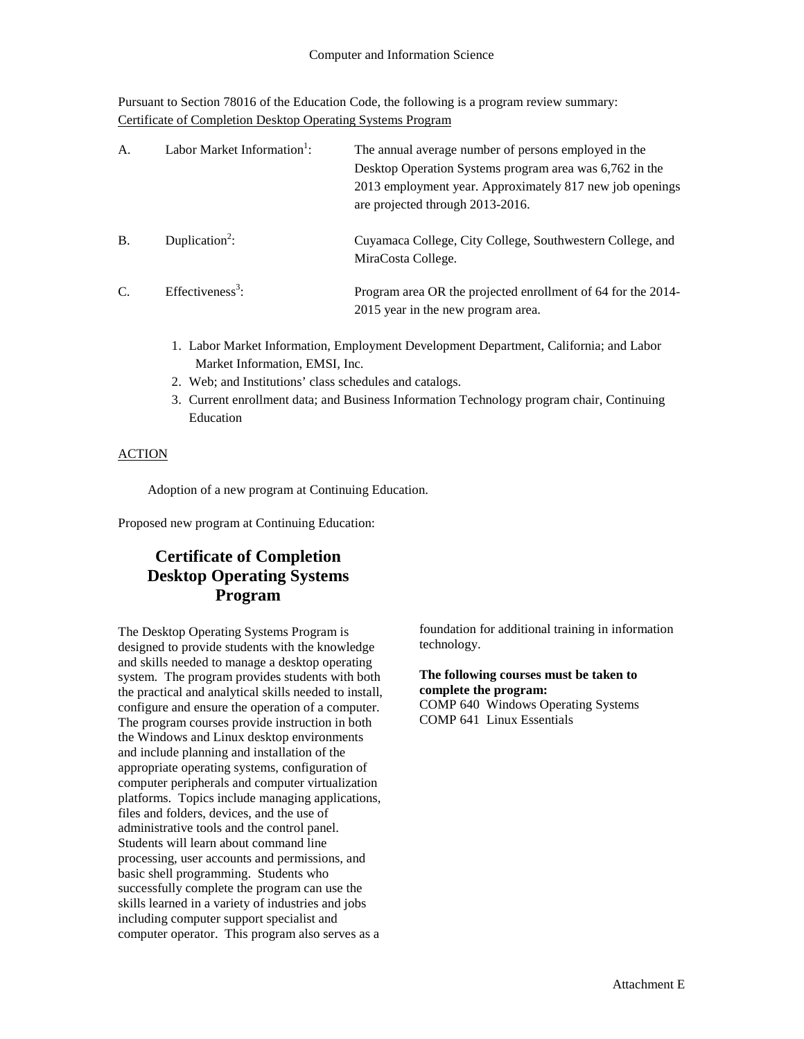Computer and Information Science

Pursuant to Section 78016 of the Education Code, the following is a program review summary:
Certificate of Completion Desktop Operating Systems Program

A. Labor Market Information[1]: The annual average number of persons employed in the Desktop Operation Systems program area was 6,762 in the 2013 employment year. Approximately 817 new job openings are projected through 2013-2016.

B. Duplication[2]: Cuyamaca College, City College, Southwestern College, and MiraCosta College.

C. Effectiveness[3]: Program area OR the projected enrollment of 64 for the 2014-2015 year in the new program area.

1. Labor Market Information, Employment Development Department, California; and Labor Market Information, EMSI, Inc.
2. Web; and Institutions' class schedules and catalogs.
3. Current enrollment data; and Business Information Technology program chair, Continuing Education

ACTION

Adoption of a new program at Continuing Education.

Proposed new program at Continuing Education:

## Certificate of Completion Desktop Operating Systems Program

The Desktop Operating Systems Program is designed to provide students with the knowledge and skills needed to manage a desktop operating system. The program provides students with both the practical and analytical skills needed to install, configure and ensure the operation of a computer. The program courses provide instruction in both the Windows and Linux desktop environments and include planning and installation of the appropriate operating systems, configuration of computer peripherals and computer virtualization platforms. Topics include managing applications, files and folders, devices, and the use of administrative tools and the control panel. Students will learn about command line processing, user accounts and permissions, and basic shell programming. Students who successfully complete the program can use the skills learned in a variety of industries and jobs including computer support specialist and computer operator. This program also serves as a foundation for additional training in information technology.

**The following courses must be taken to complete the program:**
COMP 640 Windows Operating Systems
COMP 641 Linux Essentials

Attachment E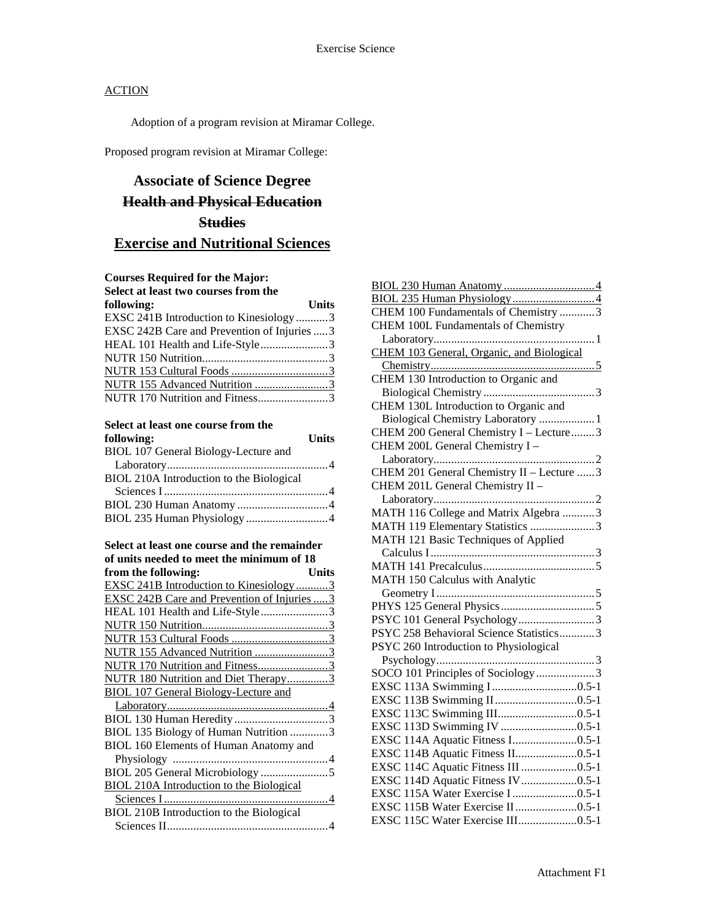Exercise Science

ACTION

Adoption of a program revision at Miramar College.

Proposed program revision at Miramar College:

# Associate of Science Degree
# ~~Health and Physical Education Studies~~
# <u>Exercise and Nutritional Sciences</u>

**Courses Required for the Major:**

**Select at least two courses from the following:**

| Course | Units |
|---|---|
| EXSC 241B Introduction to Kinesiology | 3 |
| EXSC 242B Care and Prevention of Injuries | 3 |
| HEAL 101 Health and Life-Style | 3 |
| NUTR 150 Nutrition | 3 |
| <u>NUTR 153 Cultural Foods</u> | <u>3</u> |
| <u>NUTR 155 Advanced Nutrition</u> | <u>3</u> |
| NUTR 170 Nutrition and Fitness | 3 |

**Select at least one course from the following:**

| Course | Units |
|---|---|
| BIOL 107 General Biology-Lecture and Laboratory | 4 |
| BIOL 210A Introduction to the Biological Sciences I | 4 |
| BIOL 230 Human Anatomy | 4 |
| BIOL 235 Human Physiology | 4 |

**Select at least one course and the remainder of units needed to meet the minimum of 18 from the following:**

| Course | Units |
|---|---|
| <u>EXSC 241B Introduction to Kinesiology</u> | <u>3</u> |
| <u>EXSC 242B Care and Prevention of Injuries</u> | <u>3</u> |
| <u>HEAL 101 Health and Life-Style</u> | <u>3</u> |
| <u>NUTR 150 Nutrition</u> | <u>3</u> |
| <u>NUTR 153 Cultural Foods</u> | <u>3</u> |
| <u>NUTR 155 Advanced Nutrition</u> | <u>3</u> |
| <u>NUTR 170 Nutrition and Fitness</u> | <u>3</u> |
| <u>NUTR 180 Nutrition and Diet Therapy</u> | <u>3</u> |
| <u>BIOL 107 General Biology-Lecture and Laboratory</u> | <u>4</u> |
| BIOL 130 Human Heredity | 3 |
| BIOL 135 Biology of Human Nutrition | 3 |
| BIOL 160 Elements of Human Anatomy and Physiology | 4 |
| BIOL 205 General Microbiology | 5 |
| <u>BIOL 210A Introduction to the Biological Sciences I</u> | <u>4</u> |
| BIOL 210B Introduction to the Biological Sciences II | 4 |
| <u>BIOL 230 Human Anatomy</u> | <u>4</u> |
| <u>BIOL 235 Human Physiology</u> | <u>4</u> |
| CHEM 100 Fundamentals of Chemistry | 3 |
| CHEM 100L Fundamentals of Chemistry Laboratory | 1 |
| <u>CHEM 103 General, Organic, and Biological Chemistry</u> | <u>5</u> |
| CHEM 130 Introduction to Organic and Biological Chemistry | 3 |
| CHEM 130L Introduction to Organic and Biological Chemistry Laboratory | 1 |
| CHEM 200 General Chemistry I – Lecture | 3 |
| CHEM 200L General Chemistry I – Laboratory | 2 |
| CHEM 201 General Chemistry II – Lecture | 3 |
| CHEM 201L General Chemistry II – Laboratory | 2 |
| MATH 116 College and Matrix Algebra | 3 |
| MATH 119 Elementary Statistics | 3 |
| MATH 121 Basic Techniques of Applied Calculus I | 3 |
| MATH 141 Precalculus | 5 |
| MATH 150 Calculus with Analytic Geometry I | 5 |
| PHYS 125 General Physics | 5 |
| PSYC 101 General Psychology | 3 |
| PSYC 258 Behavioral Science Statistics | 3 |
| PSYC 260 Introduction to Physiological Psychology | 3 |
| SOCO 101 Principles of Sociology | 3 |
| EXSC 113A Swimming I | 0.5-1 |
| EXSC 113B Swimming II | 0.5-1 |
| EXSC 113C Swimming III | 0.5-1 |
| EXSC 113D Swimming IV | 0.5-1 |
| EXSC 114A Aquatic Fitness I | 0.5-1 |
| EXSC 114B Aquatic Fitness II | 0.5-1 |
| EXSC 114C Aquatic Fitness III | 0.5-1 |
| EXSC 114D Aquatic Fitness IV | 0.5-1 |
| EXSC 115A Water Exercise I | 0.5-1 |
| EXSC 115B Water Exercise II | 0.5-1 |
| EXSC 115C Water Exercise III | 0.5-1 |

Attachment F1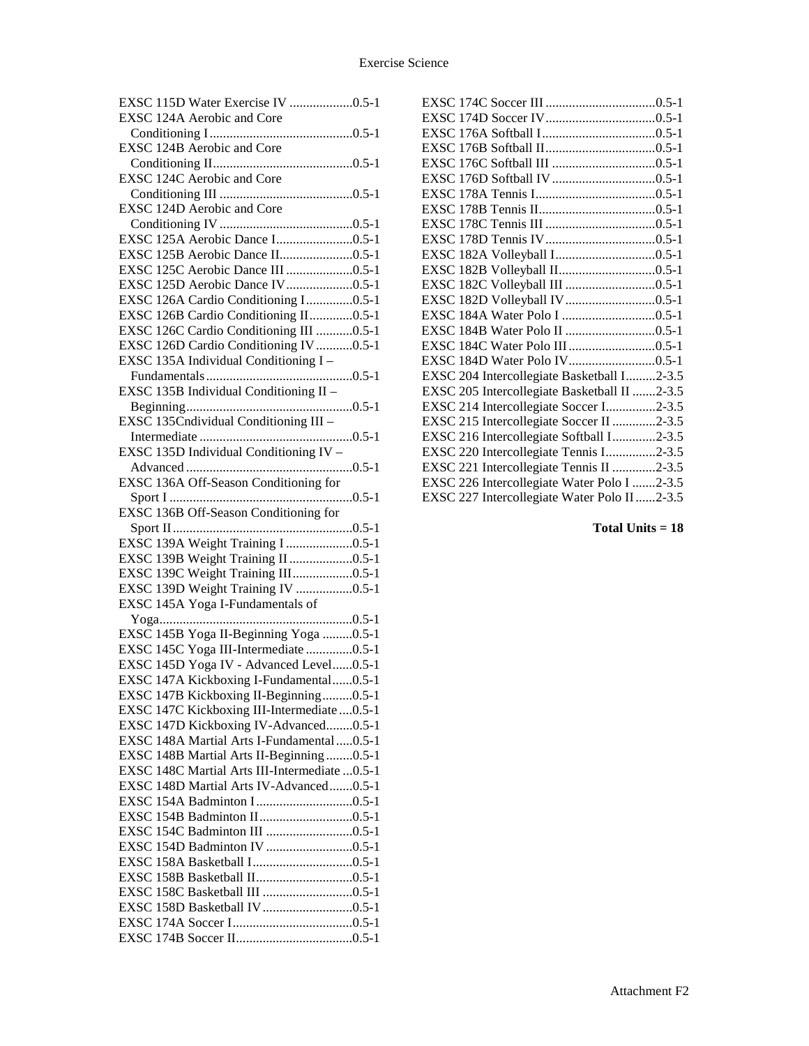EXSC 115D Water Exercise IV ...................0.5-1
EXSC 124A Aerobic and Core Conditioning I...........................................0.5-1
EXSC 124B Aerobic and Core Conditioning II..........................................0.5-1
EXSC 124C Aerobic and Core Conditioning III ........................................0.5-1
EXSC 124D Aerobic and Core Conditioning IV ........................................0.5-1
EXSC 125A Aerobic Dance I.......................0.5-1
EXSC 125B Aerobic Dance II......................0.5-1
EXSC 125C Aerobic Dance III ....................0.5-1
EXSC 125D Aerobic Dance IV....................0.5-1
EXSC 126A Cardio Conditioning I..............0.5-1
EXSC 126B Cardio Conditioning II.............0.5-1
EXSC 126C Cardio Conditioning III ...........0.5-1
EXSC 126D Cardio Conditioning IV ...........0.5-1
EXSC 135A Individual Conditioning I – Fundamentals............................................0.5-1
EXSC 135B Individual Conditioning II – Beginning..................................................0.5-1
EXSC 135Cndividual Conditioning III – Intermediate ..............................................0.5-1
EXSC 135D Individual Conditioning IV – Advanced ..................................................0.5-1
EXSC 136A Off-Season Conditioning for Sport I .......................................................0.5-1
EXSC 136B Off-Season Conditioning for Sport II......................................................0.5-1
EXSC 139A Weight Training I ....................0.5-1
EXSC 139B Weight Training II ...................0.5-1
EXSC 139C Weight Training III..................0.5-1
EXSC 139D Weight Training IV .................0.5-1
EXSC 145A Yoga I-Fundamentals of Yoga..........................................................0.5-1
EXSC 145B Yoga II-Beginning Yoga .........0.5-1
EXSC 145C Yoga III-Intermediate ..............0.5-1
EXSC 145D Yoga IV - Advanced Level......0.5-1
EXSC 147A Kickboxing I-Fundamental......0.5-1
EXSC 147B Kickboxing II-Beginning.........0.5-1
EXSC 147C Kickboxing III-Intermediate ....0.5-1
EXSC 147D Kickboxing IV-Advanced........0.5-1
EXSC 148A Martial Arts I-Fundamental.....0.5-1
EXSC 148B Martial Arts II-Beginning........0.5-1
EXSC 148C Martial Arts III-Intermediate ...0.5-1
EXSC 148D Martial Arts IV-Advanced.......0.5-1
EXSC 154A Badminton I.............................0.5-1
EXSC 154B Badminton II............................0.5-1
EXSC 154C Badminton III ..........................0.5-1
EXSC 154D Badminton IV ..........................0.5-1
EXSC 158A Basketball I..............................0.5-1
EXSC 158B Basketball II.............................0.5-1
EXSC 158C Basketball III ...........................0.5-1
EXSC 158D Basketball IV ...........................0.5-1
EXSC 174A Soccer I....................................0.5-1
EXSC 174B Soccer II...................................0.5-1
EXSC 174C Soccer III .................................0.5-1
EXSC 174D Soccer IV.................................0.5-1
EXSC 176A Softball I..................................0.5-1
EXSC 176B Softball II.................................0.5-1
EXSC 176C Softball III ...............................0.5-1
EXSC 176D Softball IV ...............................0.5-1
EXSC 178A Tennis I....................................0.5-1
EXSC 178B Tennis II...................................0.5-1
EXSC 178C Tennis III .................................0.5-1
EXSC 178D Tennis IV.................................0.5-1
EXSC 182A Volleyball I..............................0.5-1
EXSC 182B Volleyball II.............................0.5-1
EXSC 182C Volleyball III ...........................0.5-1
EXSC 182D Volleyball IV...........................0.5-1
EXSC 184A Water Polo I ............................0.5-1
EXSC 184B Water Polo II ...........................0.5-1
EXSC 184C Water Polo III..........................0.5-1
EXSC 184D Water Polo IV..........................0.5-1
EXSC 204 Intercollegiate Basketball I.........2-3.5
EXSC 205 Intercollegiate Basketball II .......2-3.5
EXSC 214 Intercollegiate Soccer I...............2-3.5
EXSC 215 Intercollegiate Soccer II .............2-3.5
EXSC 216 Intercollegiate Softball I.............2-3.5
EXSC 220 Intercollegiate Tennis I...............2-3.5
EXSC 221 Intercollegiate Tennis II .............2-3.5
EXSC 226 Intercollegiate Water Polo I .......2-3.5
EXSC 227 Intercollegiate Water Polo II ......2-3.5

**Total Units = 18**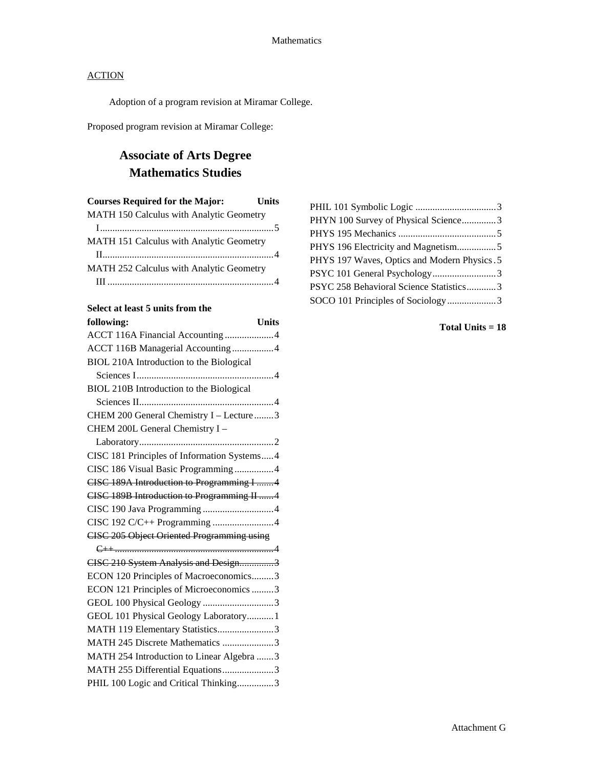Mathematics

<u>ACTION</u>

Adoption of a program revision at Miramar College.

Proposed program revision at Miramar College:

## Associate of Arts Degree
## Mathematics Studies

| Courses Required for the Major: | Units |
|---|---|
| MATH 150 Calculus with Analytic Geometry I | 5 |
| MATH 151 Calculus with Analytic Geometry II | 4 |
| MATH 252 Calculus with Analytic Geometry III | 4 |

| Select at least 5 units from the following: | Units |
|---|---|
| ACCT 116A Financial Accounting | 4 |
| ACCT 116B Managerial Accounting | 4 |
| BIOL 210A Introduction to the Biological Sciences I | 4 |
| BIOL 210B Introduction to the Biological Sciences II | 4 |
| CHEM 200 General Chemistry I – Lecture | 3 |
| CHEM 200L General Chemistry I – Laboratory | 2 |
| CISC 181 Principles of Information Systems | 4 |
| CISC 186 Visual Basic Programming | 4 |
| ~~CISC 189A Introduction to Programming I~~ | ~~4~~ |
| ~~CISC 189B Introduction to Programming II~~ | ~~4~~ |
| CISC 190 Java Programming | 4 |
| CISC 192 C/C++ Programming | 4 |
| ~~CISC 205 Object Oriented Programming using C++~~ | ~~4~~ |
| ~~CISC 210 System Analysis and Design~~ | ~~3~~ |
| ECON 120 Principles of Macroeconomics | 3 |
| ECON 121 Principles of Microeconomics | 3 |
| GEOL 100 Physical Geology | 3 |
| GEOL 101 Physical Geology Laboratory | 1 |
| MATH 119 Elementary Statistics | 3 |
| MATH 245 Discrete Mathematics | 3 |
| MATH 254 Introduction to Linear Algebra | 3 |
| MATH 255 Differential Equations | 3 |
| PHIL 100 Logic and Critical Thinking | 3 |
| PHIL 101 Symbolic Logic | 3 |
| PHYN 100 Survey of Physical Science | 3 |
| PHYS 195 Mechanics | 5 |
| PHYS 196 Electricity and Magnetism | 5 |
| PHYS 197 Waves, Optics and Modern Physics | 5 |
| PSYC 101 General Psychology | 3 |
| PSYC 258 Behavioral Science Statistics | 3 |
| SOCO 101 Principles of Sociology | 3 |

**Total Units = 18**

Attachment G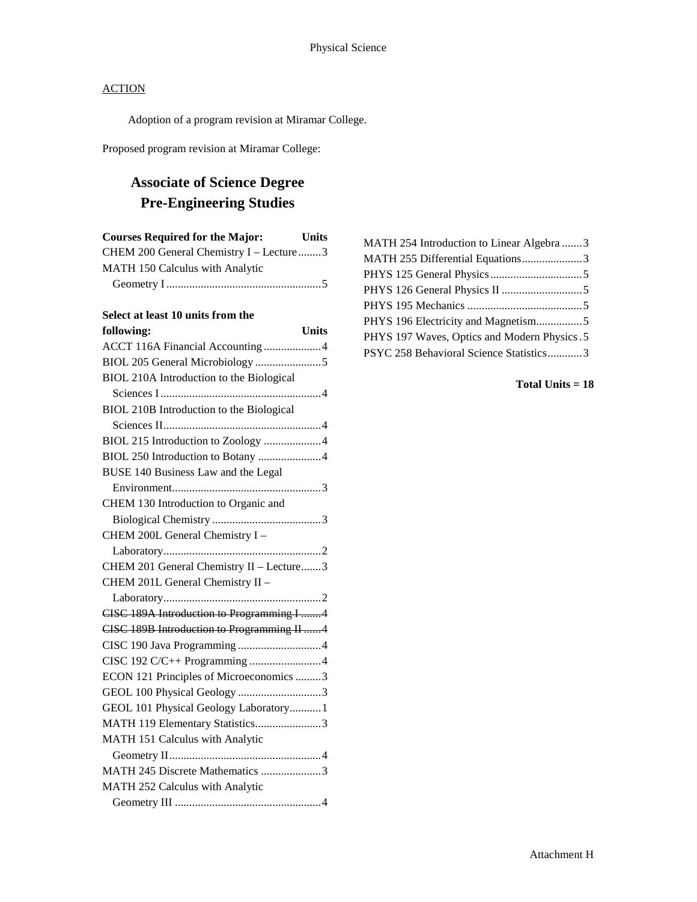## ACTION

Adoption of a program revision at Miramar College.

Proposed program revision at Miramar College:

# Associate of Science Degree
# Pre-Engineering Studies

| Courses Required for the Major: | Units |
|---|---|
| CHEM 200 General Chemistry I – Lecture | 3 |
| MATH 150 Calculus with Analytic Geometry I | 5 |

| Select at least 10 units from the following: | Units |
|---|---|
| ACCT 116A Financial Accounting | 4 |
| BIOL 205 General Microbiology | 5 |
| BIOL 210A Introduction to the Biological Sciences I | 4 |
| BIOL 210B Introduction to the Biological Sciences II | 4 |
| BIOL 215 Introduction to Zoology | 4 |
| BIOL 250 Introduction to Botany | 4 |
| BUSE 140 Business Law and the Legal Environment | 3 |
| CHEM 130 Introduction to Organic and Biological Chemistry | 3 |
| CHEM 200L General Chemistry I – Laboratory | 2 |
| CHEM 201 General Chemistry II – Lecture | 3 |
| CHEM 201L General Chemistry II – Laboratory | 2 |
| ~~CISC 189A Introduction to Programming I~~ | ~~4~~ |
| ~~CISC 189B Introduction to Programming II~~ | ~~4~~ |
| CISC 190 Java Programming | 4 |
| CISC 192 C/C++ Programming | 4 |
| ECON 121 Principles of Microeconomics | 3 |
| GEOL 100 Physical Geology | 3 |
| GEOL 101 Physical Geology Laboratory | 1 |
| MATH 119 Elementary Statistics | 3 |
| MATH 151 Calculus with Analytic Geometry II | 4 |
| MATH 245 Discrete Mathematics | 3 |
| MATH 252 Calculus with Analytic Geometry III | 4 |
| MATH 254 Introduction to Linear Algebra | 3 |
| MATH 255 Differential Equations | 3 |
| PHYS 125 General Physics | 5 |
| PHYS 126 General Physics II | 5 |
| PHYS 195 Mechanics | 5 |
| PHYS 196 Electricity and Magnetism | 5 |
| PHYS 197 Waves, Optics and Modern Physics | 5 |
| PSYC 258 Behavioral Science Statistics | 3 |

**Total Units = 18**

Attachment H